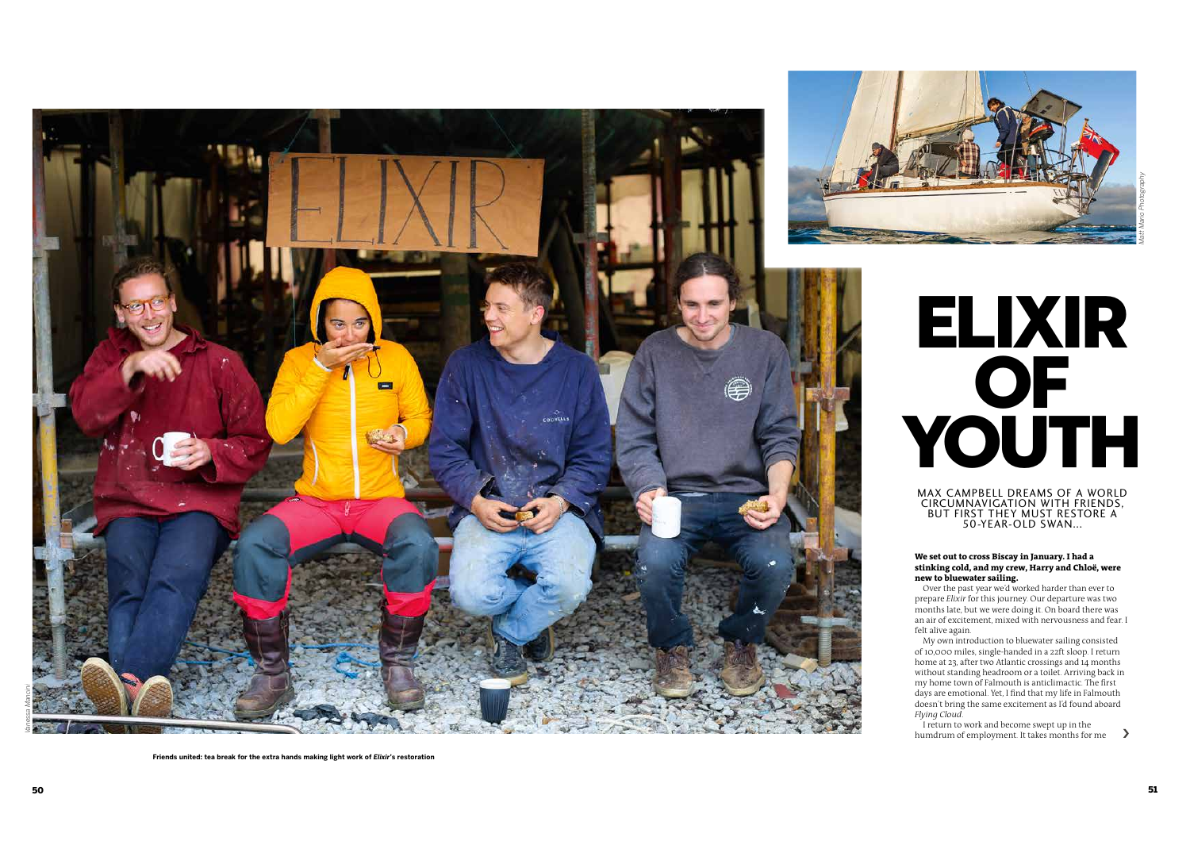# ELIXIR OF YOUTH

MAX CAMPBELL DREAMS OF A WORLD CIRCUMNAVIGATION WITH FRIENDS, BUT FIRST THEY MUST RESTORE A 50-YEAR-OLD SWAN...

**We set out to cross Biscay in January. I had a stinking cold, and my crew, Harry and Chloë, were new to bluewater sailing.**

Over the past year we'd worked harder than ever to prepare *Elixir* for this journey. Our departure was two months late, but we were doing it. On board there was an air of excitement, mixed with nervousness and fear. I felt alive again.

My own introduction to bluewater sailing consisted of 10,000 miles, single-handed in a 22ft sloop. I return home at 23, after two Atlantic crossings and 14 months without standing headroom or a toilet. Arriving back in my home town of Falmouth is anticlimactic. The first days are emotional. Yet, I find that my life in Falmouth doesn't bring the same excitement as I'd found aboard *Flying Cloud*.

I return to work and become swept up in the humdrum of employment. It takes months for me

**Friends united: tea break for the extra hands making light work of *Elixir*'s restoration**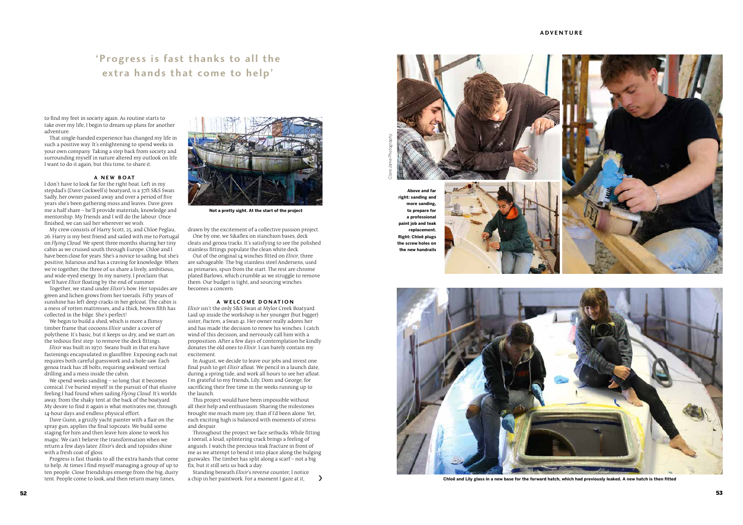## 'Progress is fast thanks to all the extra hands that come to help'

to find my feet in society again. As routine starts to take over my life, I begin to dream up plans for another adventure.

That single-handed experience has changed my life in such a positive way. It's enlightening to spend weeks in your own company. Taking a step back from society and surrounding myself in nature altered my outlook on life. I want to do it again, but this time, to share it.

### A NEW BOAT

I don't have to look far for the right boat. Left in my stepdad's (Dave Cockwell's) boatyard, is a 37ft S&S Swan. Sadly, her owner passed away and over a period of five years she's been gathering moss and leaves. Dave gives me a half share – he'll provide materials, knowledge and mentorship. My friends and I will do the labour. Once finished, we can sail her wherever we wish.

My crew consists of Harry Scott, 25, and Chloé Peglau, 26. Harry is my best friend and sailed with me to Portugal on *Flying Cloud*. We spent three months sharing her tiny cabin as we cruised south through Europe. Chloé and I have been close for years. She's a novice to sailing, but she's positive, hilarious and has a craving for knowledge. When we're together, the three of us share a lively, ambitious, and wide-eyed energy. In my naivety, I proclaim that we'll have *Elixir* floating by the end of summer.

Together, we stand under *Elixir*'s bow. Her topsides are green and lichen grows from her toerails. Fifty years of sunshine has left deep cracks in her gelcoat. The cabin is a mess of rotten mattresses, and a thick, brown filth has collected in the bilge. She's perfect!

We begin to build a shed, which is more a flimsy timber frame that cocoons *Elixir* under a cover of polythene. It's basic, but it keeps us dry, and we start on the tedious first step: to remove the deck fittings.

*Elixir* was built in 1970. Swans built in that era have fastenings encapsulated in glassfibre. Exposing each nut requires both careful guesswork and a hole-saw. Each genoa track has 28 bolts, requiring awkward vertical drilling and a mess inside the cabin.

We spend weeks sanding – so long that it becomes comical. I've buried myself in the pursuit of that elusive feeling I had found when sailing *Flying Cloud*. It's worlds away, from the shaky tent at the back of the boatyard. My desire to find it again is what motivates me, through 14-hour days and endless physical effort.

Dave Gunn, a grizzly yacht painter with a flair on the spray gun, applies the final topcoats. We build some staging for him and then leave him alone to work his magic. We can't believe the transformation when we return a few days later. *Elixir*'s deck and topsides shine with a fresh coat of gloss.

Progress is fast thanks to all the extra hands that come to help. At times I find myself managing a group of up to ten people. Close friendships emerge from the big, dusty tent. People come to look, and then return many times,

**Not a pretty sight. At the start of the project**

drawn by the excitement of a collective passion project.

One by one, we Sikaflex on stanchion bases, deck cleats and genoa tracks. It's satisfying to see the polished stainless fittings populate the clean white deck.

Out of the original 14 winches fitted on *Elixir*, three are salvageable. The big stainless steel Andersens, used as primaries, spun from the start. The rest are chrome plated Barlows, which crumble as we struggle to remove them. Our budget is tight, and sourcing winches becomes a concern.

### A WELCOME DONATION

*Elixir* isn't the only S&S Swan at Mylor Creek Boatyard. Laid up inside the workshop is her younger (but bigger) sister, *Poctem*, a Swan 41. Her owner really adores her and has made the decision to renew his winches. I catch wind of this decision, and nervously call him with a proposition. After a few days of contemplation he kindly donates the old ones to *Elixir*. I can barely contain my excitement.

In August, we decide to leave our jobs and invest one final push to get *Elixir* afloat. We pencil in a launch date, during a spring tide, and work all hours to see her afloat. I'm grateful to my friends, Lily, Dom and George, for sacrificing their free time in the weeks running up to the launch.

This project would have been impossible without all their help and enthusiasm. Sharing the milestones brought me much more joy, than if I'd been alone. Yet, each exciting high is balanced with moments of stress and despair.

Throughout the project we face setbacks. While fitting a toerail, a loud, splintering crack brings a feeling of anguish. I watch the precious teak fracture in front of me as we attempt to bend it into place along the bulging gunwales. The timber has split along a scarf – not a big fix, but it still sets us back a day.

Standing beneath *Elixir*'s reverse counter, I notice a chip in her paintwork. For a moment I gaze at it,

*Clare Jame Photography*

**Above and far right: sanding and more sanding, to prepare for a professional paint job and teak replacement. Right: Chloë plugs the screw holes on the new handrails**

**Chloë and Lily glass in a new base for the forward hatch, which had previously leaked. A new hatch is then fitted**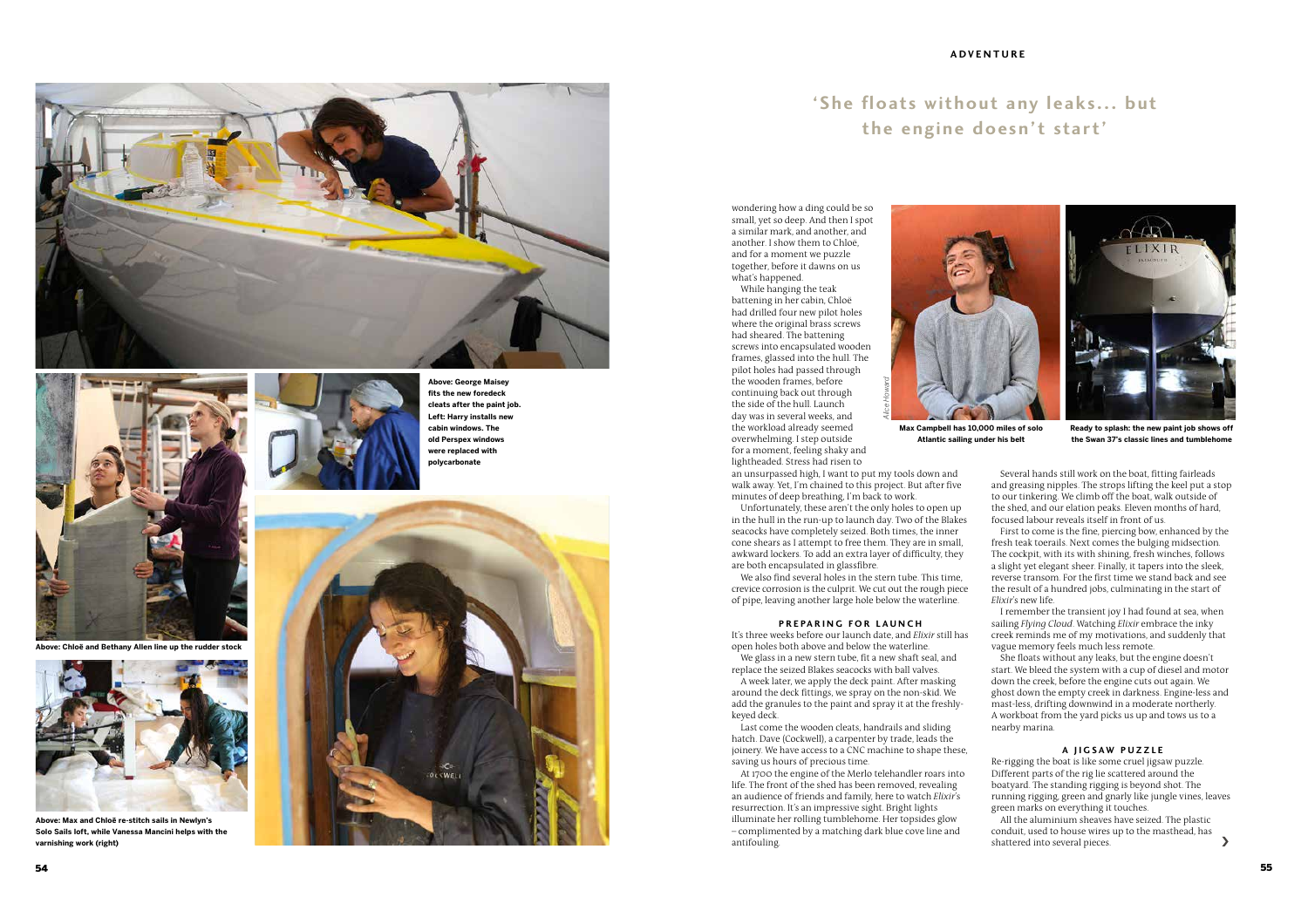## 'She floats without any leaks... but the engine doesn't start'

wondering how a ding could be so small, yet so deep. And then I spot a similar mark, and another, and another. I show them to Chloë, and for a moment we puzzle together, before it dawns on us what's happened.

While hanging the teak battening in her cabin, Chloë had drilled four new pilot holes where the original brass screws had sheared. The battening screws into encapsulated wooden frames, glassed into the hull. The pilot holes had passed through the wooden frames, before continuing back out through the side of the hull. Launch day was in several weeks, and the workload already seemed overwhelming. I step outside for a moment, feeling shaky and lightheaded. Stress had risen to an unsurpassed high, I want to put my tools down and walk away. Yet, I'm chained to this project. But after five minutes of deep breathing, I'm back to work.

Unfortunately, these aren't the only holes to open up in the hull in the run-up to launch day. Two of the Blakes seacocks have completely seized. Both times, the inner cone shears as I attempt to free them. They are in small, awkward lockers. To add an extra layer of difficulty, they are both encapsulated in glassfibre.

We also find several holes in the stern tube. This time, crevice corrosion is the culprit. We cut out the rough piece of pipe, leaving another large hole below the waterline.

### PREPARING FOR LAUNCH

It's three weeks before our launch date, and *Elixir* still has open holes both above and below the waterline.

We glass in a new stern tube, fit a new shaft seal, and replace the seized Blakes seacocks with ball valves.

A week later, we apply the deck paint. After masking around the deck fittings, we spray on the non-skid. We add the granules to the paint and spray it at the freshly-keyed deck.

Last come the wooden cleats, handrails and sliding hatch. Dave (Cockwell), a carpenter by trade, leads the joinery. We have access to a CNC machine to shape these, saving us hours of precious time.

At 1700 the engine of the Merlo telehandler roars into life. The front of the shed has been removed, revealing an audience of friends and family, here to watch *Elixir*'s resurrection. It's an impressive sight. Bright lights illuminate her rolling tumblehome. Her topsides glow – complimented by a matching dark blue cove line and antifouling.

Several hands still work on the boat, fitting fairleads and greasing nipples. The strops lifting the keel put a stop to our tinkering. We climb off the boat, walk outside of the shed, and our elation peaks. Eleven months of hard, focused labour reveals itself in front of us.

First to come is the fine, piercing bow, enhanced by the fresh teak toerails. Next comes the bulging midsection. The cockpit, with its with shining, fresh winches, follows a slight yet elegant sheer. Finally, it tapers into the sleek, reverse transom. For the first time we stand back and see the result of a hundred jobs, culminating in the start of *Elixir*'s new life.

I remember the transient joy I had found at sea, when sailing *Flying Cloud*. Watching *Elixir* embrace the inky creek reminds me of my motivations, and suddenly that vague memory feels much less remote.

She floats without any leaks, but the engine doesn't start. We bleed the system with a cup of diesel and motor down the creek, before the engine cuts out again. We ghost down the empty creek in darkness. Engine-less and mast-less, drifting downwind in a moderate northerly. A workboat from the yard picks us up and tows us to a nearby marina.

### A JIGSAW PUZZLE

Re-rigging the boat is like some cruel jigsaw puzzle. Different parts of the rig lie scattered around the boatyard. The standing rigging is beyond shot. The running rigging, green and gnarly like jungle vines, leaves green marks on everything it touches.

All the aluminium sheaves have seized. The plastic conduit, used to house wires up to the masthead, has shattered into several pieces.

**Above: George Maisey fits the new foredeck cleats after the paint job. Left: Harry installs new cabin windows. The old Perspex windows were replaced with polycarbonate**

**Above: Chloë and Bethany Allen line up the rudder stock**

**Above: Max and Chloë re-stitch sails in Newlyn's Solo Sails loft, while Vanessa Mancini helps with the varnishing work (right)**

**Max Campbell has 10,000 miles of solo Atlantic sailing under his belt**

**Ready to splash: the new paint job shows off the Swan 37's classic lines and tumblehome**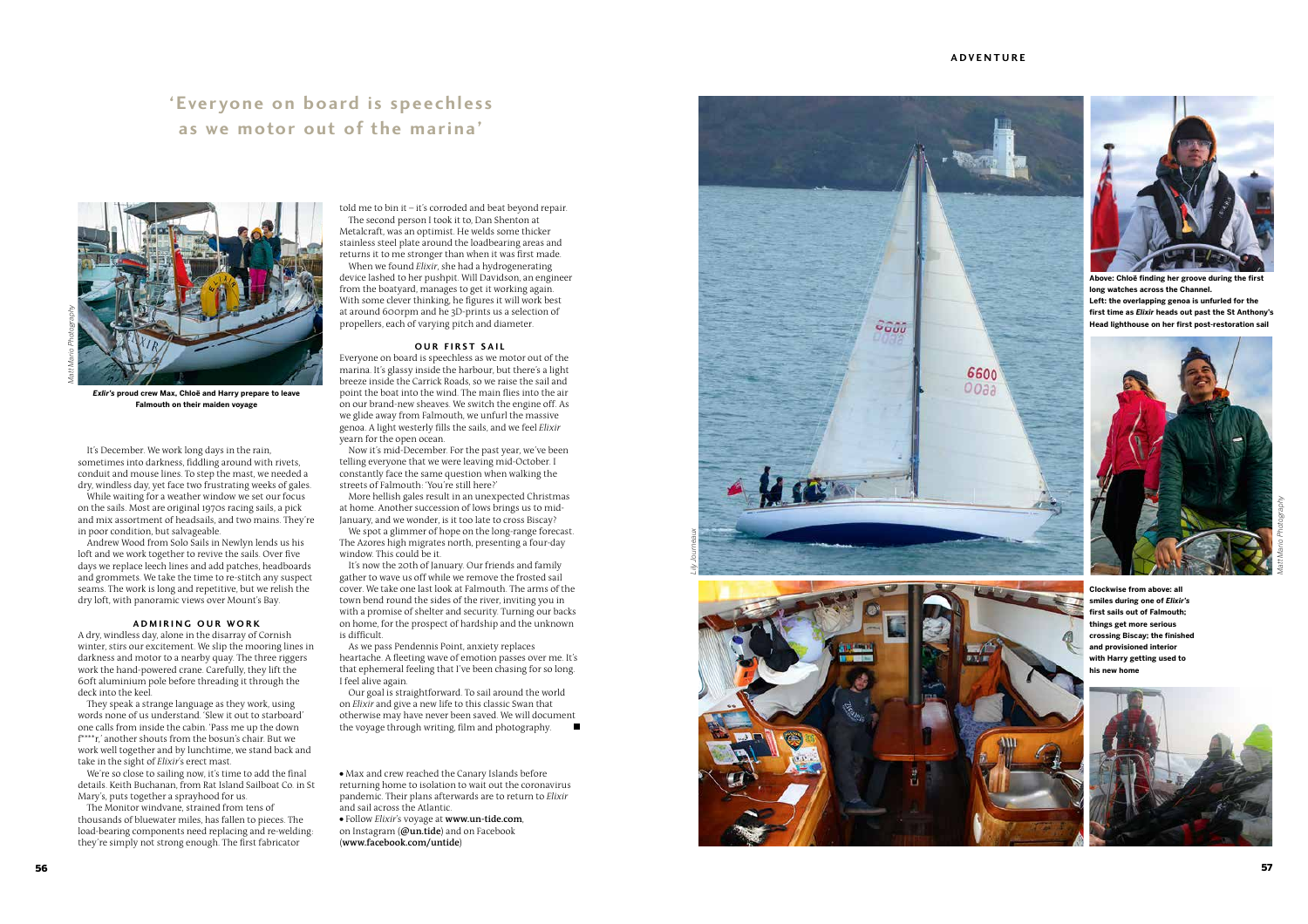## 'Everyone on board is speechless as we motor out of the marina'

*Exlir's* proud crew Max, Chloë and Harry prepare to leave Falmouth on their maiden voyage

Matt Mario Photography

It's December. We work long days in the rain, sometimes into darkness, fiddling around with rivets, conduit and mouse lines. To step the mast, we needed a dry, windless day, yet face two frustrating weeks of gales.

While waiting for a weather window we set our focus on the sails. Most are original 1970s racing sails, a pick and mix assortment of headsails, and two mains. They're in poor condition, but salvageable.

Andrew Wood from Solo Sails in Newlyn lends us his loft and we work together to revive the sails. Over five days we replace leech lines and add patches, headboards and grommets. We take the time to re-stitch any suspect seams. The work is long and repetitive, but we relish the dry loft, with panoramic views over Mount's Bay.

### ADMIRING OUR WORK

A dry, windless day, alone in the disarray of Cornish winter, stirs our excitement. We slip the mooring lines in darkness and motor to a nearby quay. The three riggers work the hand-powered crane. Carefully, they lift the 60ft aluminium pole before threading it through the deck into the keel.

They speak a strange language as they work, using words none of us understand. 'Slew it out to starboard' one calls from inside the cabin. 'Pass me up the down f\*\*\*\*r,' another shouts from the bosun's chair. But we work well together and by lunchtime, we stand back and take in the sight of *Elixir*'s erect mast.

We're so close to sailing now, it's time to add the final details. Keith Buchanan, from Rat Island Sailboat Co. in St Mary's, puts together a sprayhood for us.

The Monitor windvane, strained from tens of thousands of bluewater miles, has fallen to pieces. The load-bearing components need replacing and re-welding: they're simply not strong enough. The first fabricator told me to bin it – it's corroded and beat beyond repair.

The second person I took it to, Dan Shenton at Metalcraft, was an optimist. He welds some thicker stainless steel plate around the loadbearing areas and returns it to me stronger than when it was first made.

When we found *Elixir*, she had a hydrogenerating device lashed to her pushpit. Will Davidson, an engineer from the boatyard, manages to get it working again. With some clever thinking, he figures it will work best at around 600rpm and he 3D-prints us a selection of propellers, each of varying pitch and diameter.

### OUR FIRST SAIL

Everyone on board is speechless as we motor out of the marina. It's glassy inside the harbour, but there's a light breeze inside the Carrick Roads, so we raise the sail and point the boat into the wind. The main flies into the air on our brand-new sheaves. We switch the engine off. As we glide away from Falmouth, we unfurl the massive genoa. A light westerly fills the sails, and we feel *Elixir* yearn for the open ocean.

Now it's mid-December. For the past year, we've been telling everyone that we were leaving mid-October. I constantly face the same question when walking the streets of Falmouth: 'You're still here?'

More hellish gales result in an unexpected Christmas at home. Another succession of lows brings us to mid-January, and we wonder, is it too late to cross Biscay?

We spot a glimmer of hope on the long-range forecast. The Azores high migrates north, presenting a four-day window. This could be it.

It's now the 20th of January. Our friends and family gather to wave us off while we remove the frosted sail cover. We take one last look at Falmouth. The arms of the town bend round the sides of the river, inviting you in with a promise of shelter and security. Turning our backs on home, for the prospect of hardship and the unknown is difficult.

As we pass Pendennis Point, anxiety replaces heartache. A fleeting wave of emotion passes over me. It's that ephemeral feeling that I've been chasing for so long. I feel alive again.

Our goal is straightforward. To sail around the world on *Elixir* and give a new life to this classic Swan that otherwise may have never been saved. We will document the voyage through writing, film and photography. ■

- Max and crew reached the Canary Islands before returning home to isolation to wait out the coronavirus pandemic. Their plans afterwards are to return to *Elixir* and sail across the Atlantic.
- Follow *Elixir*'s voyage at **www.un-tide.com**, on Instagram (**@un.tide**) and on Facebook (**www.facebook.com/untide**)

Lily Journeaux

**Above: Chloë finding her groove during the first long watches across the Channel.**
**Left: the overlapping genoa is unfurled for the first time as *Elixir* heads out past the St Anthony's Head lighthouse on her first post-restoration sail**

**Clockwise from above: all smiles during one of *Elixir*'s first sails out of Falmouth; things get more serious crossing Biscay; the finished and provisioned interior with Harry getting used to his new home**

Matt Mario Photography